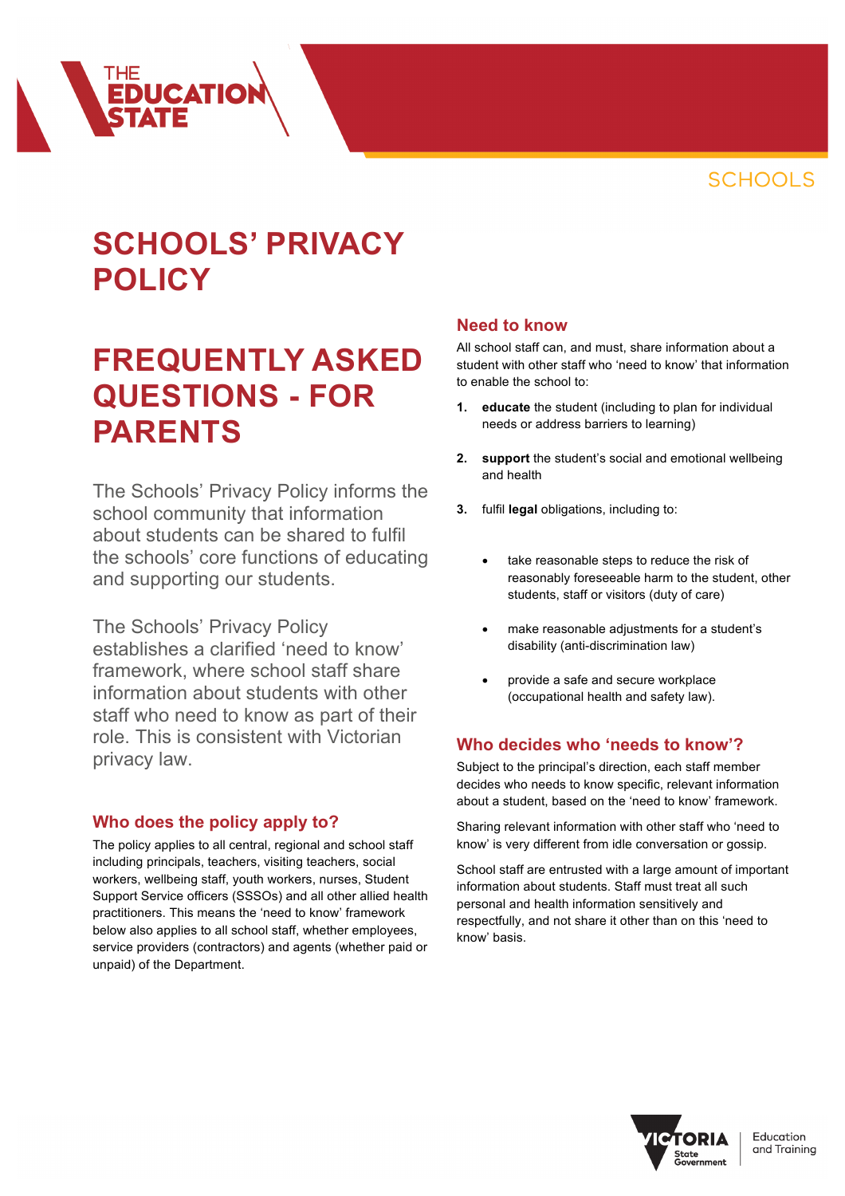# SCHOOLS' PRIVACY POLICY

# FREQUENTLY ASKED QUESTIONS - FOR PARENTS

The Schools' Privacy Policy informs the school community that information about students can be shared to fulfil the schools' core functions of educating and supporting our students.

The Schools' Privacy Policy establishes a clarified 'need to know' framework, where school staff share information about students with other staff who need to know as part of their role. This is consistent with Victorian privacy law.

## Who does the policy apply to?

The policy applies to all central, regional and school staff including principals, teachers, visiting teachers, social workers, wellbeing staff, youth workers, nurses, Student Support Service officers (SSSOs) and all other allied health practitioners. This means the 'need to know' framework below also applies to all school staff, whether employees, service providers (contractors) and agents (whether paid or unpaid) of the Department.

## Need to know

All school staff can, and must, share information about a student with other staff who 'need to know' that information to enable the school to:

1. **educate** the student (including to plan for individual needs or address barriers to learning)
2. **support** the student's social and emotional wellbeing and health
3. fulfil **legal** obligations, including to:
   - take reasonable steps to reduce the risk of reasonably foreseeable harm to the student, other students, staff or visitors (duty of care)
   - make reasonable adjustments for a student's disability (anti-discrimination law)
   - provide a safe and secure workplace (occupational health and safety law).

## Who decides who 'needs to know'?

Subject to the principal's direction, each staff member decides who needs to know specific, relevant information about a student, based on the 'need to know' framework.

Sharing relevant information with other staff who 'need to know' is very different from idle conversation or gossip.

School staff are entrusted with a large amount of important information about students. Staff must treat all such personal and health information sensitively and respectfully, and not share it other than on this 'need to know' basis.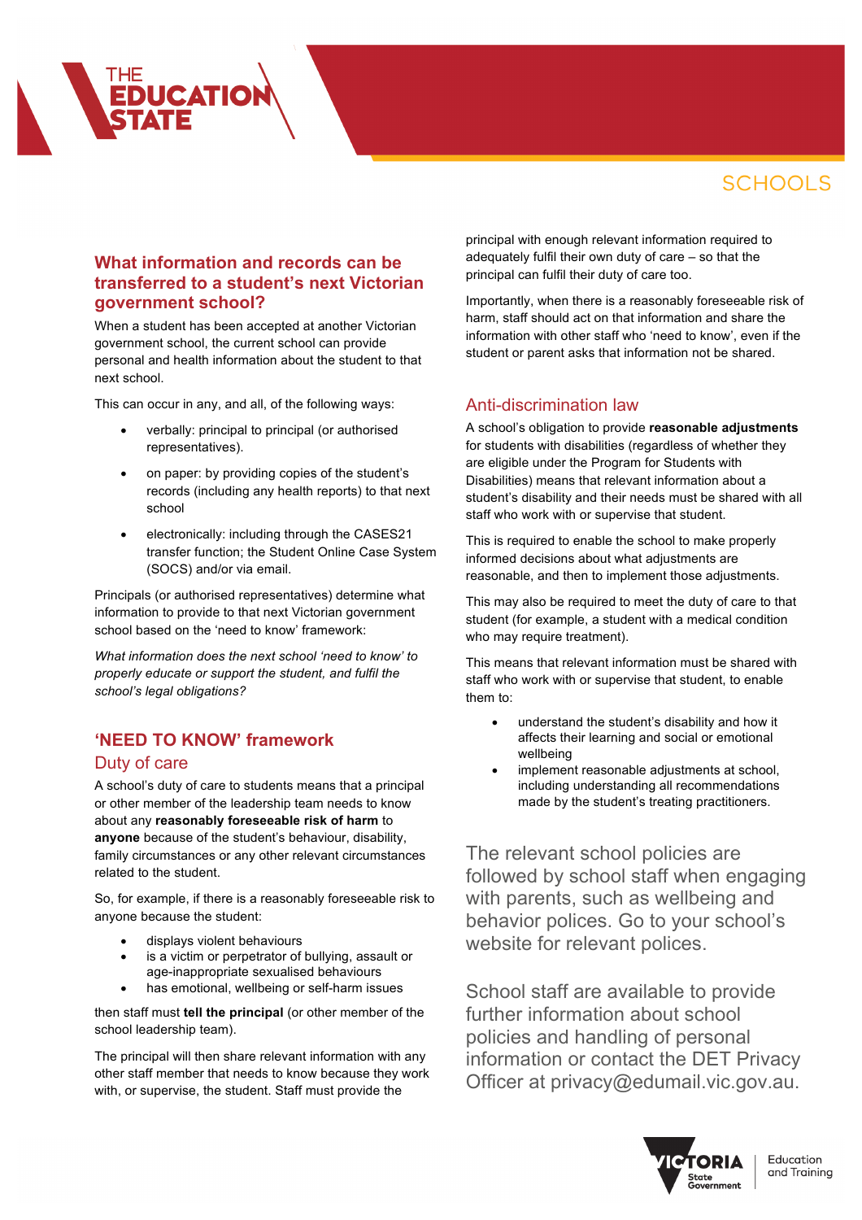### What information and records can be transferred to a student's next Victorian government school?

When a student has been accepted at another Victorian government school, the current school can provide personal and health information about the student to that next school.

This can occur in any, and all, of the following ways:

- verbally: principal to principal (or authorised representatives).
- on paper: by providing copies of the student's records (including any health reports) to that next school
- electronically: including through the CASES21 transfer function; the Student Online Case System (SOCS) and/or via email.

Principals (or authorised representatives) determine what information to provide to that next Victorian government school based on the 'need to know' framework:

*What information does the next school 'need to know' to properly educate or support the student, and fulfil the school's legal obligations?*

### 'NEED TO KNOW' framework

#### Duty of care

A school's duty of care to students means that a principal or other member of the leadership team needs to know about any **reasonably foreseeable risk of harm** to **anyone** because of the student's behaviour, disability, family circumstances or any other relevant circumstances related to the student.

So, for example, if there is a reasonably foreseeable risk to anyone because the student:

- displays violent behaviours
- is a victim or perpetrator of bullying, assault or age-inappropriate sexualised behaviours
- has emotional, wellbeing or self-harm issues

then staff must **tell the principal** (or other member of the school leadership team).

The principal will then share relevant information with any other staff member that needs to know because they work with, or supervise, the student. Staff must provide the principal with enough relevant information required to adequately fulfil their own duty of care – so that the principal can fulfil their duty of care too.

Importantly, when there is a reasonably foreseeable risk of harm, staff should act on that information and share the information with other staff who 'need to know', even if the student or parent asks that information not be shared.

#### Anti-discrimination law

A school's obligation to provide **reasonable adjustments** for students with disabilities (regardless of whether they are eligible under the Program for Students with Disabilities) means that relevant information about a student's disability and their needs must be shared with all staff who work with or supervise that student.

This is required to enable the school to make properly informed decisions about what adjustments are reasonable, and then to implement those adjustments.

This may also be required to meet the duty of care to that student (for example, a student with a medical condition who may require treatment).

This means that relevant information must be shared with staff who work with or supervise that student, to enable them to:

- understand the student's disability and how it affects their learning and social or emotional wellbeing
- implement reasonable adjustments at school, including understanding all recommendations made by the student's treating practitioners.

The relevant school policies are followed by school staff when engaging with parents, such as wellbeing and behavior polices. Go to your school's website for relevant polices.

School staff are available to provide further information about school policies and handling of personal information or contact the DET Privacy Officer at privacy@edumail.vic.gov.au.